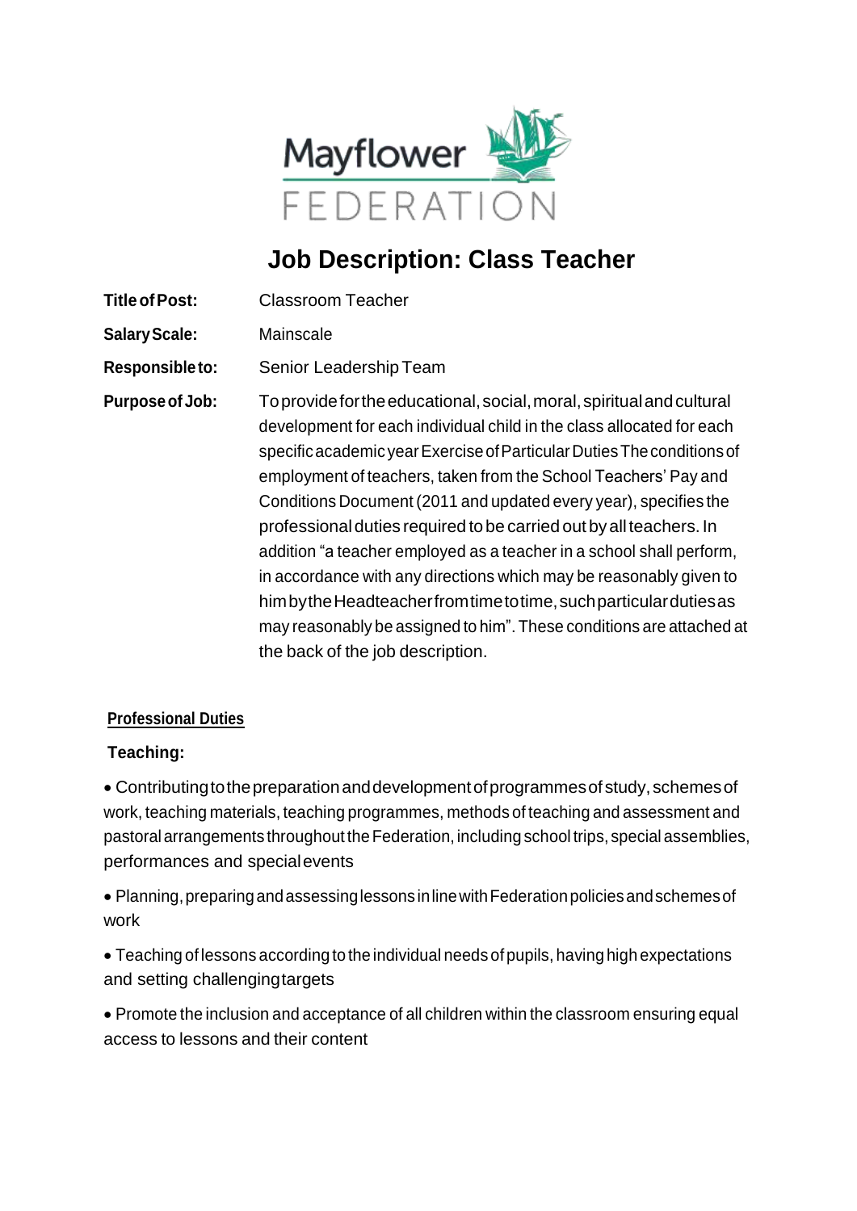Mayflower FEDERATION

# Job Description: Class Teacher

**Title of Post:** Classroom Teacher

**Salary Scale:** Mainscale

**Responsible to:** Senior Leadership Team

**Purpose of Job:** To provide for the educational, social, moral, spiritual and cultural development for each individual child in the class allocated for each specific academic year Exercise of Particular Duties The conditions of employment of teachers, taken from the School Teachers' Pay and Conditions Document (2011 and updated every year), specifies the professional duties required to be carried out by all teachers. In addition "a teacher employed as a teacher in a school shall perform, in accordance with any directions which may be reasonably given to him by the Headteacher from time to time, such particular duties as may reasonably be assigned to him". These conditions are attached at the back of the job description.

## Professional Duties

### Teaching:

- Contributing to the preparation and development of programmes of study, schemes of work, teaching materials, teaching programmes, methods of teaching and assessment and pastoral arrangements throughout the Federation, including school trips, special assemblies, performances and special events
- Planning, preparing and assessing lessons in line with Federation policies and schemes of work
- Teaching of lessons according to the individual needs of pupils, having high expectations and setting challenging targets
- Promote the inclusion and acceptance of all children within the classroom ensuring equal access to lessons and their content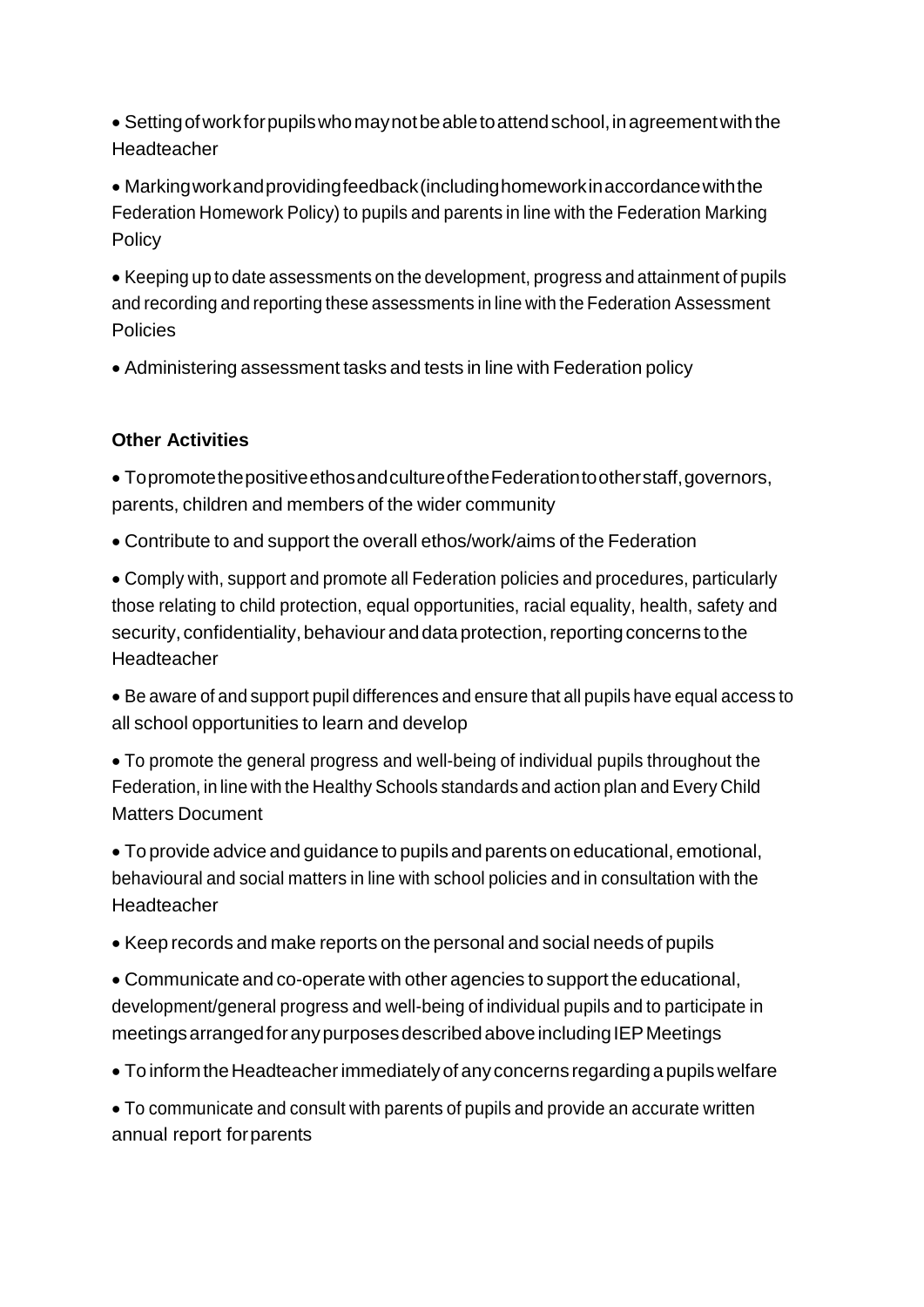- Setting of work for pupils who may not be able to attend school, in agreement with the Headteacher
- Marking work and providing feedback (including homework in accordance with the Federation Homework Policy) to pupils and parents in line with the Federation Marking Policy
- Keeping up to date assessments on the development, progress and attainment of pupils and recording and reporting these assessments in line with the Federation Assessment Policies
- Administering assessment tasks and tests in line with Federation policy

**Other Activities**

- To promote the positive ethos and culture of the Federation to other staff, governors, parents, children and members of the wider community
- Contribute to and support the overall ethos/work/aims of the Federation
- Comply with, support and promote all Federation policies and procedures, particularly those relating to child protection, equal opportunities, racial equality, health, safety and security, confidentiality, behaviour and data protection, reporting concerns to the Headteacher
- Be aware of and support pupil differences and ensure that all pupils have equal access to all school opportunities to learn and develop
- To promote the general progress and well-being of individual pupils throughout the Federation, in line with the Healthy Schools standards and action plan and Every Child Matters Document
- To provide advice and guidance to pupils and parents on educational, emotional, behavioural and social matters in line with school policies and in consultation with the Headteacher
- Keep records and make reports on the personal and social needs of pupils
- Communicate and co-operate with other agencies to support the educational, development/general progress and well-being of individual pupils and to participate in meetings arranged for any purposes described above including IEP Meetings
- To inform the Headteacher immediately of any concerns regarding a pupils welfare
- To communicate and consult with parents of pupils and provide an accurate written annual report for parents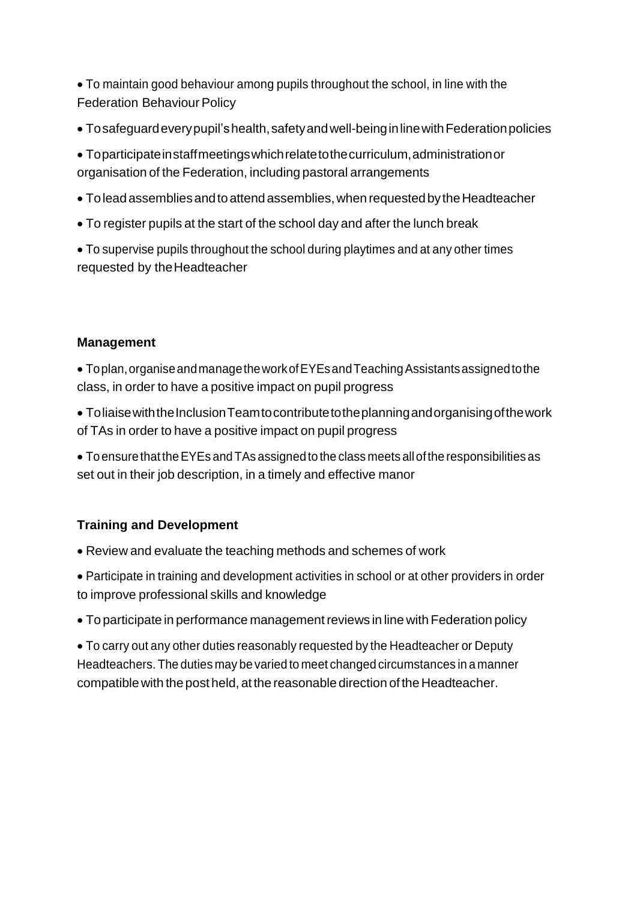- To maintain good behaviour among pupils throughout the school, in line with the Federation Behaviour Policy
- To safeguard every pupil's health, safety and well-being in line with Federation policies
- To participate in staff meetings which relate to the curriculum, administration or organisation of the Federation, including pastoral arrangements
- To lead assemblies and to attend assemblies, when requested by the Headteacher
- To register pupils at the start of the school day and after the lunch break
- To supervise pupils throughout the school during playtimes and at any other times requested by the Headteacher

**Management**

- To plan, organise and manage the work of EYEs and Teaching Assistants assigned to the class, in order to have a positive impact on pupil progress
- To liaise with the Inclusion Team to contribute to the planning and organising of the work of TAs in order to have a positive impact on pupil progress
- To ensure that the EYEs and TAs assigned to the class meets all of the responsibilities as set out in their job description, in a timely and effective manor

**Training and Development**

- Review and evaluate the teaching methods and schemes of work
- Participate in training and development activities in school or at other providers in order to improve professional skills and knowledge
- To participate in performance management reviews in line with Federation policy
- To carry out any other duties reasonably requested by the Headteacher or Deputy Headteachers. The duties may be varied to meet changed circumstances in a manner compatible with the post held, at the reasonable direction of the Headteacher.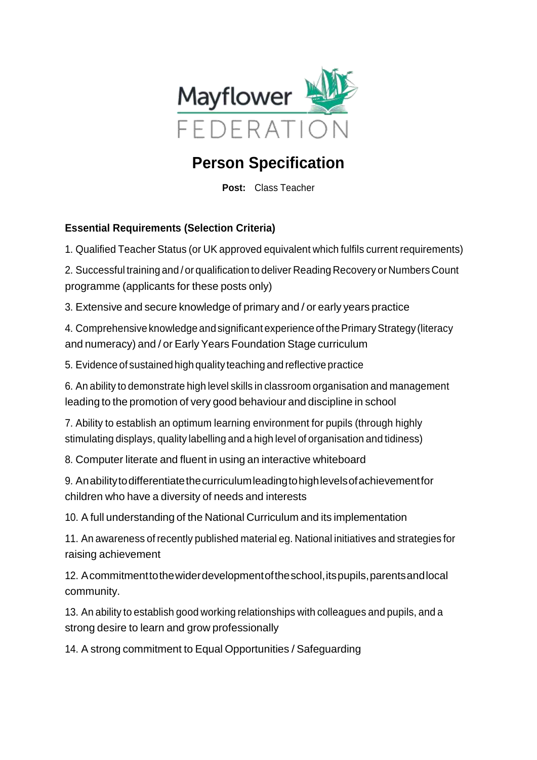Mayflower FEDERATION

# Person Specification

**Post:** Class Teacher

**Essential Requirements (Selection Criteria)**

1. Qualified Teacher Status (or UK approved equivalent which fulfils current requirements)

2. Successful training and / or qualification to deliver Reading Recovery or Numbers Count programme (applicants for these posts only)

3. Extensive and secure knowledge of primary and / or early years practice

4. Comprehensive knowledge and significant experience of the Primary Strategy (literacy and numeracy) and / or Early Years Foundation Stage curriculum

5. Evidence of sustained high quality teaching and reflective practice

6. An ability to demonstrate high level skills in classroom organisation and management leading to the promotion of very good behaviour and discipline in school

7. Ability to establish an optimum learning environment for pupils (through highly stimulating displays, quality labelling and a high level of organisation and tidiness)

8. Computer literate and fluent in using an interactive whiteboard

9. An ability to differentiate the curriculum leading to high levels of achievement for children who have a diversity of needs and interests

10. A full understanding of the National Curriculum and its implementation

11. An awareness of recently published material eg. National initiatives and strategies for raising achievement

12. A commitment to the wider development of the school, its pupils, parents and local community.

13. An ability to establish good working relationships with colleagues and pupils, and a strong desire to learn and grow professionally

14. A strong commitment to Equal Opportunities / Safeguarding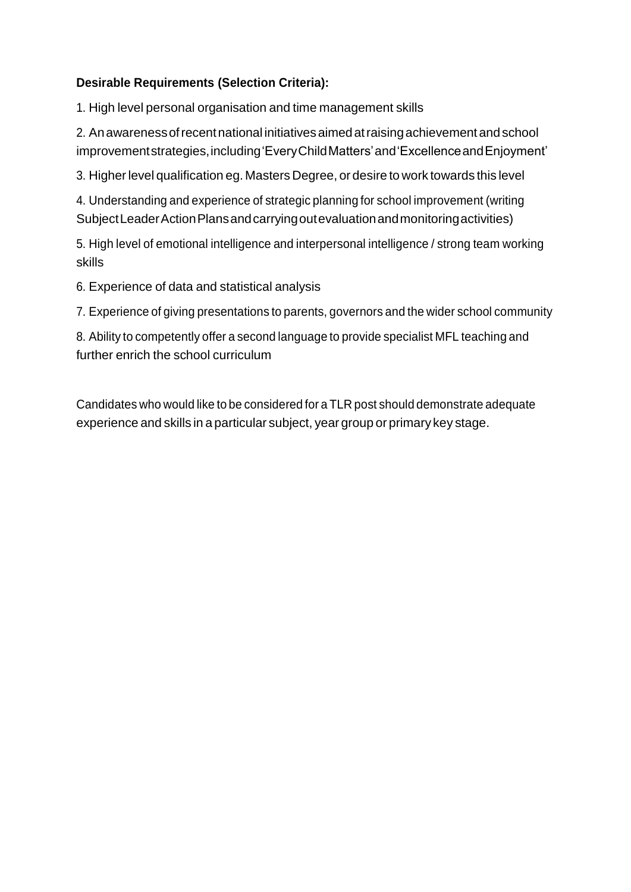**Desirable Requirements (Selection Criteria):**

1. High level personal organisation and time management skills
2. An awareness of recent national initiatives aimed at raising achievement and school improvement strategies, including 'Every Child Matters' and 'Excellence and Enjoyment'
3. Higher level qualification eg. Masters Degree, or desire to work towards this level
4. Understanding and experience of strategic planning for school improvement (writing Subject Leader Action Plans and carrying out evaluation and monitoring activities)
5. High level of emotional intelligence and interpersonal intelligence / strong team working skills
6. Experience of data and statistical analysis
7. Experience of giving presentations to parents, governors and the wider school community
8. Ability to competently offer a second language to provide specialist MFL teaching and further enrich the school curriculum

Candidates who would like to be considered for a TLR post should demonstrate adequate experience and skills in a particular subject, year group or primary key stage.